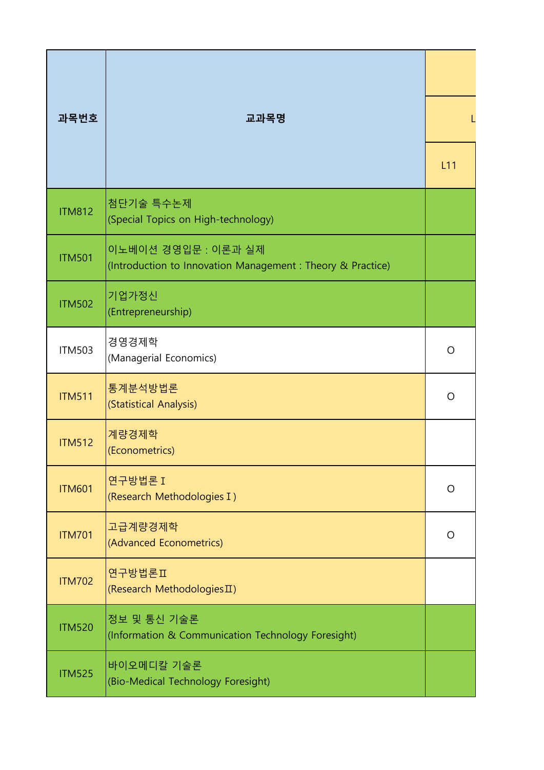| 과목번호 | 교과목명 | L |
|---|---|---|
| | | L11 |
| ITM812 | 첨단기술 특수논제<br>(Special Topics on High-technology) | |
| ITM501 | 이노베이션 경영입문 : 이론과 실제<br>(Introduction to Innovation Management : Theory & Practice) | |
| ITM502 | 기업가정신<br>(Entrepreneurship) | |
| ITM503 | 경영경제학<br>(Managerial Economics) | O |
| ITM511 | 통계분석방법론<br>(Statistical Analysis) | O |
| ITM512 | 계량경제학<br>(Econometrics) | |
| ITM601 | 연구방법론Ⅰ<br>(Research MethodologiesⅠ) | O |
| ITM701 | 고급계량경제학<br>(Advanced Econometrics) | O |
| ITM702 | 연구방법론Ⅱ<br>(Research MethodologiesⅡ) | |
| ITM520 | 정보 및 통신 기술론<br>(Information & Communication Technology Foresight) | |
| ITM525 | 바이오메디칼 기술론<br>(Bio-Medical Technology Foresight) | |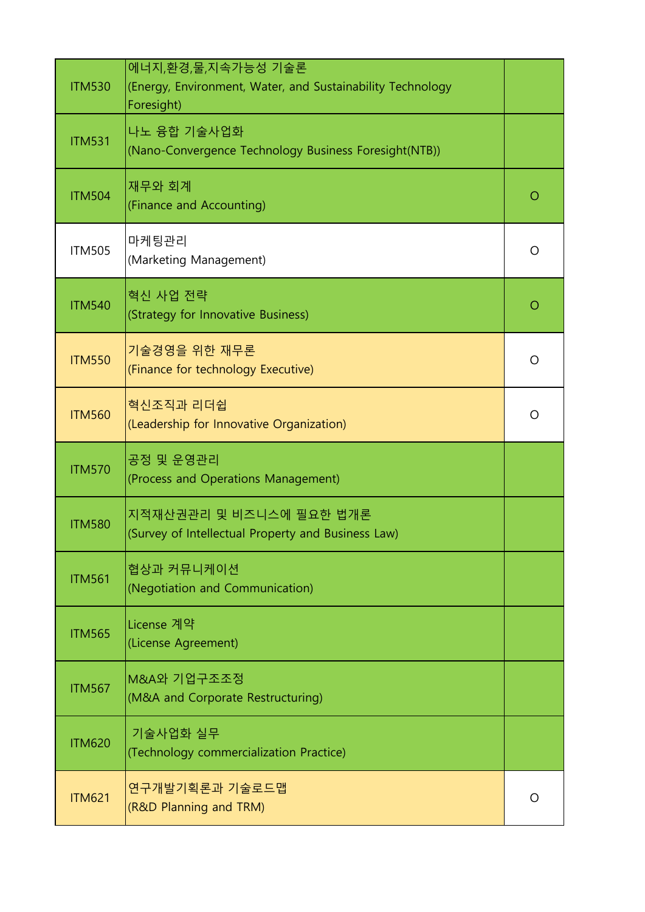| | | |
|---|---|---|
| ITM530 | 에너지,환경,물,지속가능성 기술론<br>(Energy, Environment, Water, and Sustainability Technology Foresight) | |
| ITM531 | 나노 융합 기술사업화<br>(Nano-Convergence Technology Business Foresight(NTB)) | |
| ITM504 | 재무와 회계<br>(Finance and Accounting) | O |
| ITM505 | 마케팅관리<br>(Marketing Management) | O |
| ITM540 | 혁신 사업 전략<br>(Strategy for Innovative Business) | O |
| ITM550 | 기술경영을 위한 재무론<br>(Finance for technology Executive) | O |
| ITM560 | 혁신조직과 리더쉽<br>(Leadership for Innovative Organization) | O |
| ITM570 | 공정 및 운영관리<br>(Process and Operations Management) | |
| ITM580 | 지적재산권관리 및 비즈니스에 필요한 법개론<br>(Survey of Intellectual Property and Business Law) | |
| ITM561 | 협상과 커뮤니케이션<br>(Negotiation and Communication) | |
| ITM565 | License 계약<br>(License Agreement) | |
| ITM567 | M&A와 기업구조조정<br>(M&A and Corporate Restructuring) | |
| ITM620 | 기술사업화 실무<br>(Technology commercialization Practice) | |
| ITM621 | 연구개발기획론과 기술로드맵<br>(R&D Planning and TRM) | O |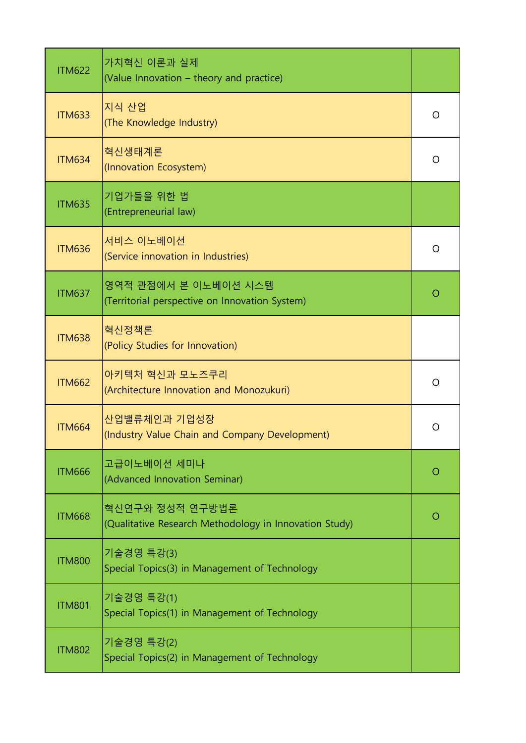| | | |
|---|---|---|
| ITM622 | 가치혁신 이론과 실제<br>(Value Innovation – theory and practice) | |
| ITM633 | 지식 산업<br>(The Knowledge Industry) | O |
| ITM634 | 혁신생태계론<br>(Innovation Ecosystem) | O |
| ITM635 | 기업가들을 위한 법<br>(Entrepreneurial law) | |
| ITM636 | 서비스 이노베이션<br>(Service innovation in Industries) | O |
| ITM637 | 영역적 관점에서 본 이노베이션 시스템<br>(Territorial perspective on Innovation System) | O |
| ITM638 | 혁신정책론<br>(Policy Studies for Innovation) | |
| ITM662 | 아키텍처 혁신과 모노즈쿠리<br>(Architecture Innovation and Monozukuri) | O |
| ITM664 | 산업밸류체인과 기업성장<br>(Industry Value Chain and Company Development) | O |
| ITM666 | 고급이노베이션 세미나<br>(Advanced Innovation Seminar) | O |
| ITM668 | 혁신연구와 정성적 연구방법론<br>(Qualitative Research Methodology in Innovation Study) | O |
| ITM800 | 기술경영 특강(3)<br>Special Topics(3) in Management of Technology | |
| ITM801 | 기술경영 특강(1)<br>Special Topics(1) in Management of Technology | |
| ITM802 | 기술경영 특강(2)<br>Special Topics(2) in Management of Technology | |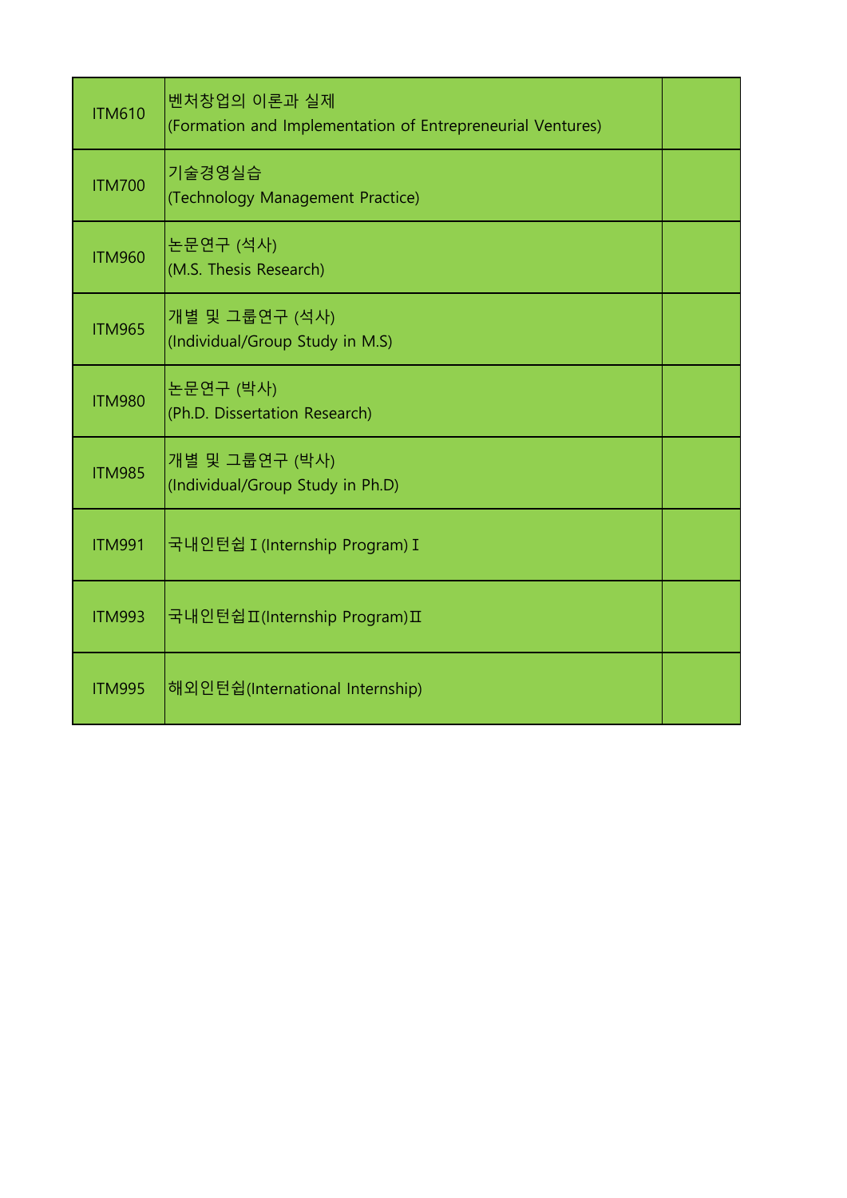| | | |
|---|---|---|
| ITM610 | 벤처창업의 이론과 실제<br>(Formation and Implementation of Entrepreneurial Ventures) | |
| ITM700 | 기술경영실습<br>(Technology Management Practice) | |
| ITM960 | 논문연구 (석사)<br>(M.S. Thesis Research) | |
| ITM965 | 개별 및 그룹연구 (석사)<br>(Individual/Group Study in M.S) | |
| ITM980 | 논문연구 (박사)<br>(Ph.D. Dissertation Research) | |
| ITM985 | 개별 및 그룹연구 (박사)<br>(Individual/Group Study in Ph.D) | |
| ITM991 | 국내인턴쉽Ⅰ(Internship Program)Ⅰ | |
| ITM993 | 국내인턴쉽Ⅱ(Internship Program)Ⅱ | |
| ITM995 | 해외인턴쉽(International Internship) | |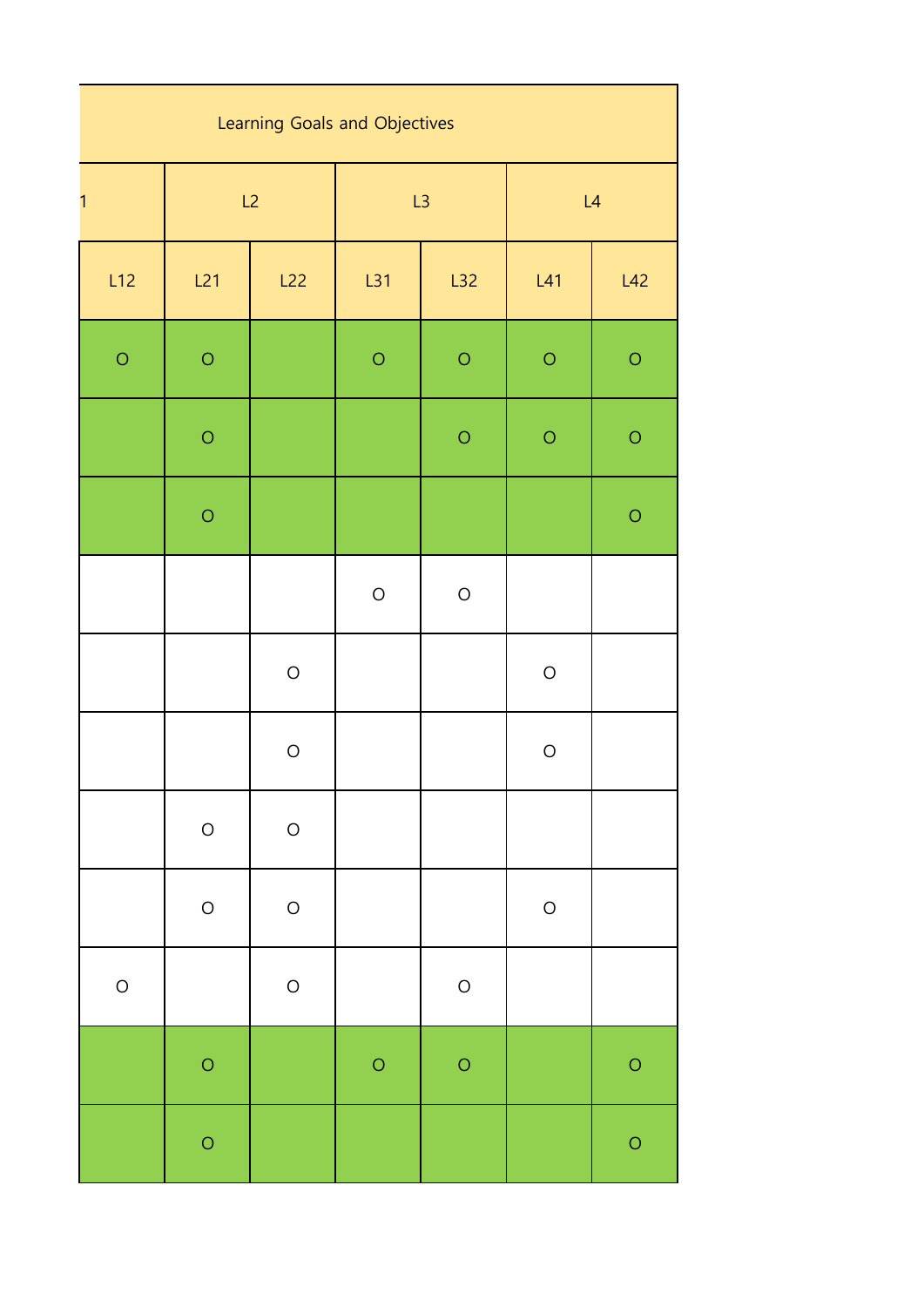| Learning Goals and Objectives | | | | | | |
|---|---|---|---|---|---|---|
| 1 | L2 | | L3 | | L4 | |
| L12 | L21 | L22 | L31 | L32 | L41 | L42 |
| O | O | | O | O | O | O |
| | O | | | O | O | O |
| | O | | | | | O |
| | | | O | O | | |
| | | O | | | O | |
| | | O | | | O | |
| | O | O | | | | |
| | O | O | | | O | |
| O | | O | | O | | |
| | O | | O | O | | O |
| | O | | | | | O |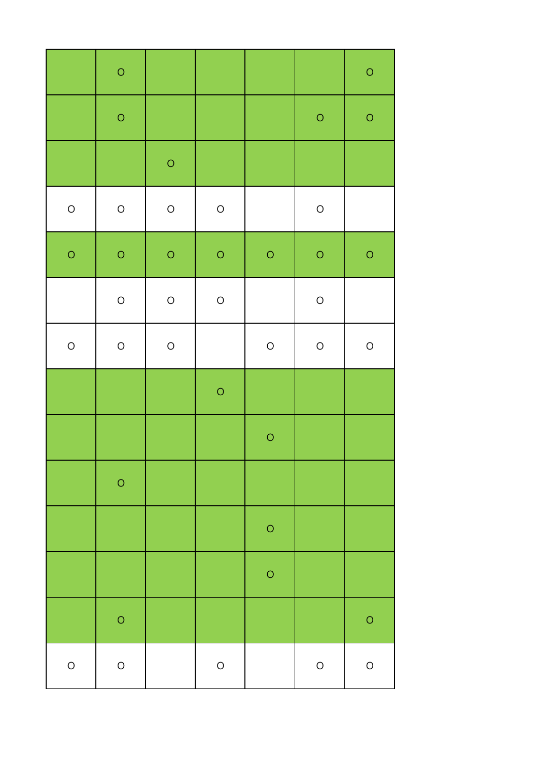|   |   |   |   |   |   |   |
|---|---|---|---|---|---|---|
|   | O |   |   |   |   | O |
|   | O |   |   |   | O | O |
|   |   | O |   |   |   |   |
| O | O | O | O |   | O |   |
| O | O | O | O | O | O | O |
|   | O | O | O |   | O |   |
| O | O | O |   | O | O | O |
|   |   |   | O |   |   |   |
|   |   |   |   | O |   |   |
|   | O |   |   |   |   |   |
|   |   |   |   | O |   |   |
|   |   |   |   | O |   |   |
|   | O |   |   |   |   | O |
| O | O |   | O |   | O | O |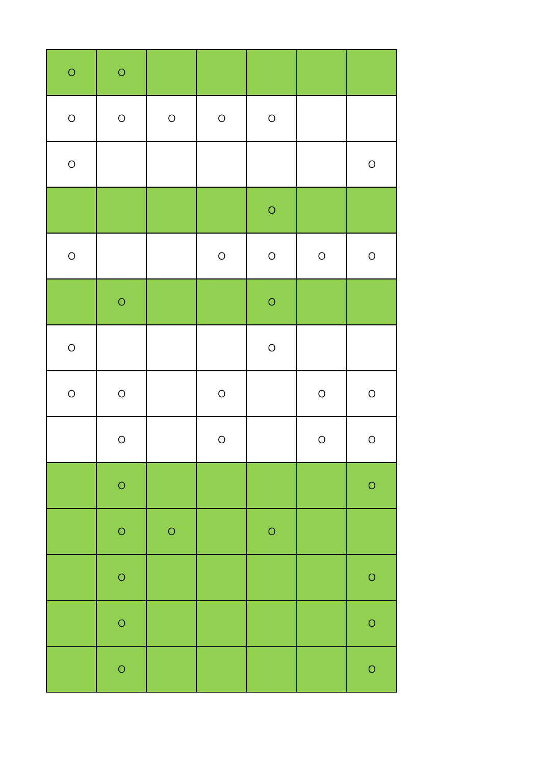| O | O | | | | | |
|---|---|---|---|---|---|---|
| O | O | O | O | O | | |
| O | | | | | | O |
| | | | | O | | |
| O | | | O | O | O | O |
| | O | | | O | | |
| O | | | | O | | |
| O | O | | O | | O | O |
| | O | | O | | O | O |
| | O | | | | | O |
| | O | O | | O | | |
| | O | | | | | O |
| | O | | | | | O |
| | O | | | | | O |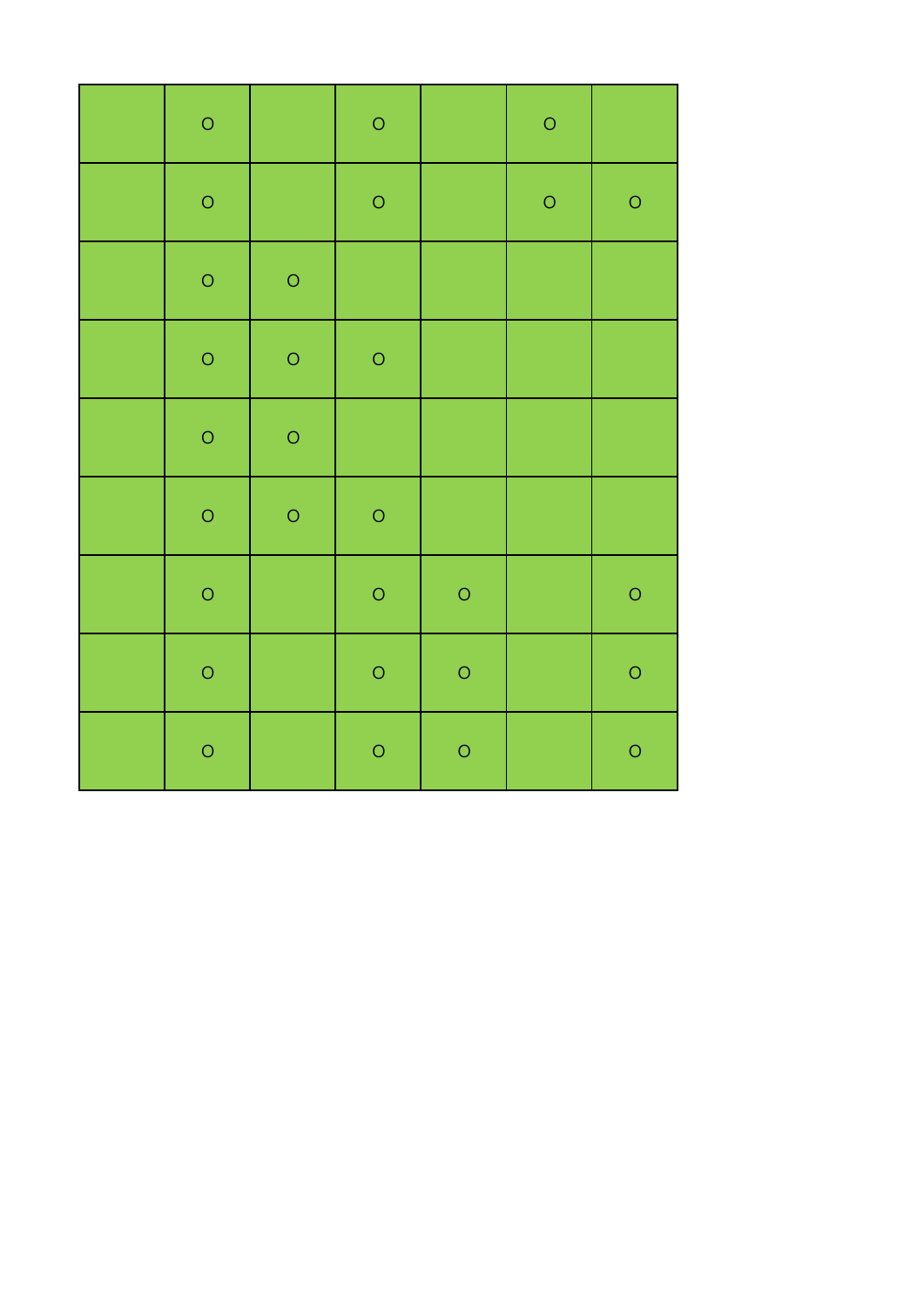| | | | | | | |
|---|---|---|---|---|---|---|
| | O | | O | | O | |
| | O | | O | | O | O |
| | O | O | | | | |
| | O | O | O | | | |
| | O | O | | | | |
| | O | O | O | | | |
| | O | | O | O | | O |
| | O | | O | O | | O |
| | O | | O | O | | O |